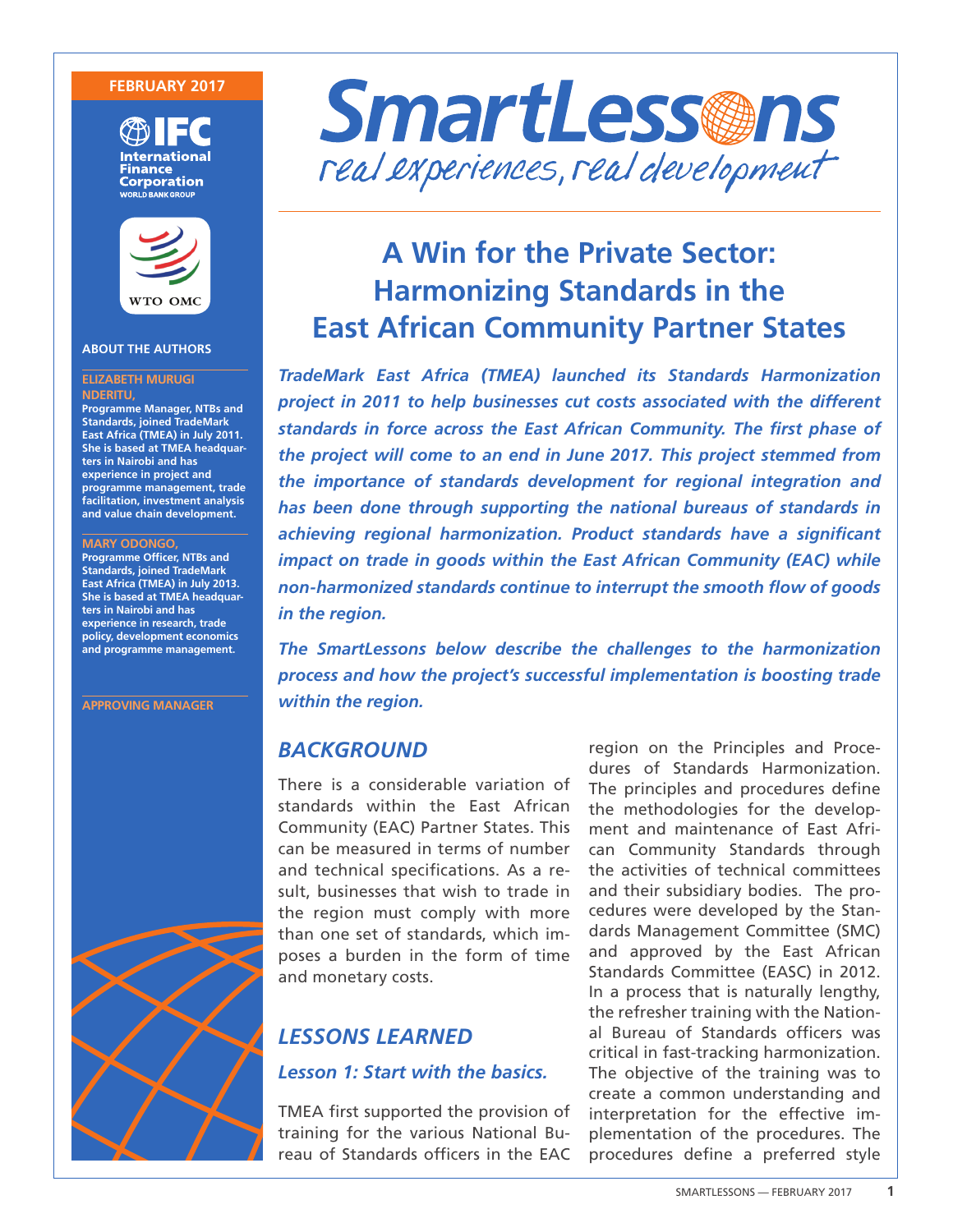FEBRUARY 2017

# SmartLessons

*real experiences, real development*

## A Win for the Private Sector: Harmonizing Standards in the East African Community Partner States

***TradeMark East Africa (TMEA) launched its Standards Harmonization project in 2011 to help businesses cut costs associated with the different standards in force across the East African Community. The first phase of the project will come to an end in June 2017. This project stemmed from the importance of standards development for regional integration and has been done through supporting the national bureaus of standards in achieving regional harmonization. Product standards have a significant impact on trade in goods within the East African Community (EAC) while non-harmonized standards continue to interrupt the smooth flow of goods in the region.***

***The SmartLessons below describe the challenges to the harmonization process and how the project's successful implementation is boosting trade within the region.***

### ABOUT THE AUTHORS

**ELIZABETH MURUGI NDERITU,**
**Programme Manager, NTBs and Standards, joined TradeMark East Africa (TMEA) in July 2011. She is based at TMEA headquarters in Nairobi and has experience in project and programme management, trade facilitation, investment analysis and value chain development.**

**MARY ODONGO,**
**Programme Officer, NTBs and Standards, joined TradeMark East Africa (TMEA) in July 2013. She is based at TMEA headquarters in Nairobi and has experience in research, trade policy, development economics and programme management.**

**APPROVING MANAGER**

## *BACKGROUND*

There is a considerable variation of standards within the East African Community (EAC) Partner States. This can be measured in terms of number and technical specifications. As a result, businesses that wish to trade in the region must comply with more than one set of standards, which imposes a burden in the form of time and monetary costs.

## *LESSONS LEARNED*

### *Lesson 1: Start with the basics.*

TMEA first supported the provision of training for the various National Bureau of Standards officers in the EAC region on the Principles and Procedures of Standards Harmonization. The principles and procedures define the methodologies for the development and maintenance of East African Community Standards through the activities of technical committees and their subsidiary bodies. The procedures were developed by the Standards Management Committee (SMC) and approved by the East African Standards Committee (EASC) in 2012. In a process that is naturally lengthy, the refresher training with the National Bureau of Standards officers was critical in fast-tracking harmonization. The objective of the training was to create a common understanding and interpretation for the effective implementation of the procedures. The procedures define a preferred style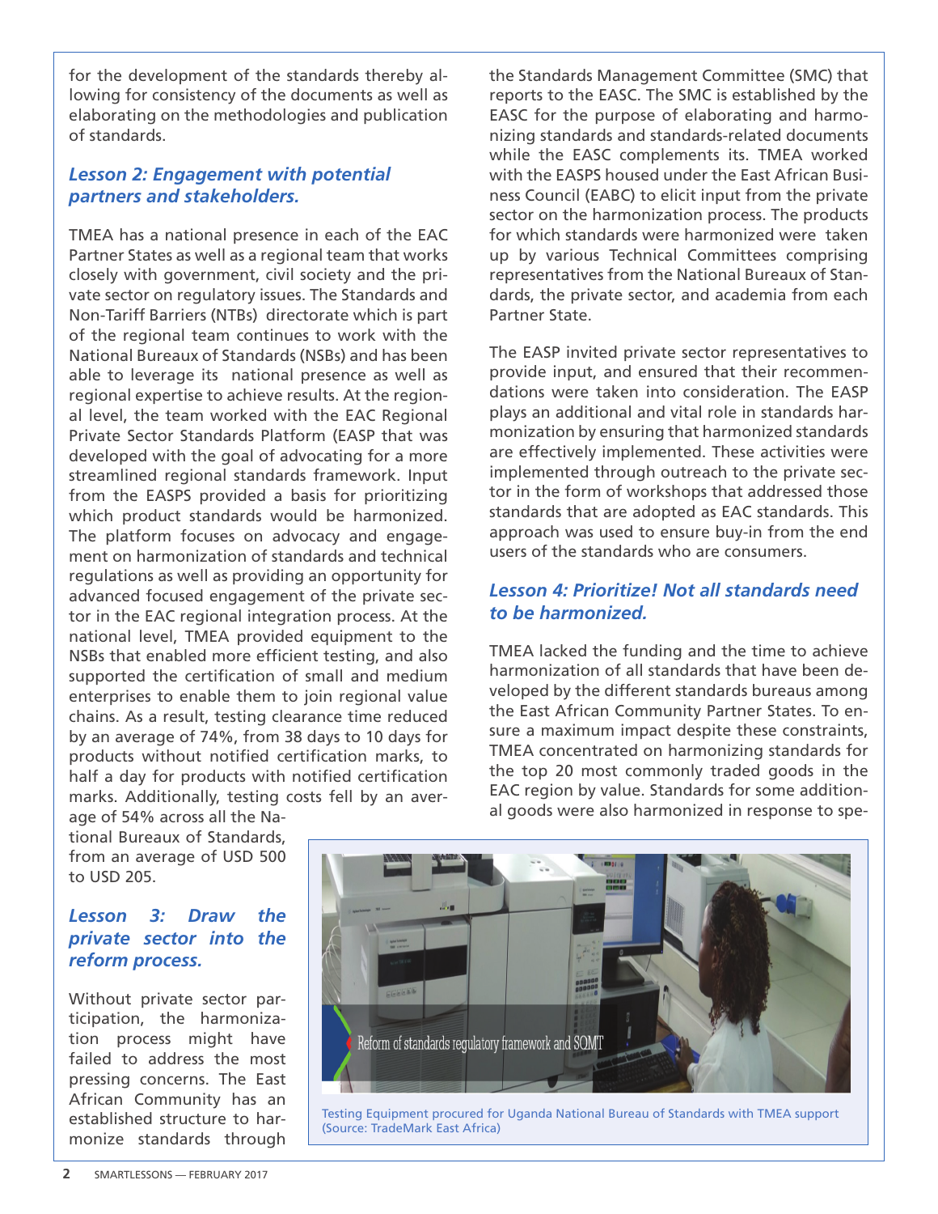for the development of the standards thereby allowing for consistency of the documents as well as elaborating on the methodologies and publication of standards.

### *Lesson 2: Engagement with potential partners and stakeholders.*

TMEA has a national presence in each of the EAC Partner States as well as a regional team that works closely with government, civil society and the private sector on regulatory issues. The Standards and Non-Tariff Barriers (NTBs) directorate which is part of the regional team continues to work with the National Bureaux of Standards (NSBs) and has been able to leverage its national presence as well as regional expertise to achieve results. At the regional level, the team worked with the EAC Regional Private Sector Standards Platform (EASP that was developed with the goal of advocating for a more streamlined regional standards framework. Input from the EASPS provided a basis for prioritizing which product standards would be harmonized. The platform focuses on advocacy and engagement on harmonization of standards and technical regulations as well as providing an opportunity for advanced focused engagement of the private sector in the EAC regional integration process. At the national level, TMEA provided equipment to the NSBs that enabled more efficient testing, and also supported the certification of small and medium enterprises to enable them to join regional value chains. As a result, testing clearance time reduced by an average of 74%, from 38 days to 10 days for products without notified certification marks, to half a day for products with notified certification marks. Additionally, testing costs fell by an average of 54% across all the National Bureaux of Standards, from an average of USD 500 to USD 205.

### *Lesson 3: Draw the private sector into the reform process.*

Without private sector participation, the harmonization process might have failed to address the most pressing concerns. The East African Community has an established structure to harmonize standards through the Standards Management Committee (SMC) that reports to the EASC. The SMC is established by the EASC for the purpose of elaborating and harmonizing standards and standards-related documents while the EASC complements its. TMEA worked with the EASPS housed under the East African Business Council (EABC) to elicit input from the private sector on the harmonization process. The products for which standards were harmonized were taken up by various Technical Committees comprising representatives from the National Bureaux of Standards, the private sector, and academia from each Partner State.

The EASP invited private sector representatives to provide input, and ensured that their recommendations were taken into consideration. The EASP plays an additional and vital role in standards harmonization by ensuring that harmonized standards are effectively implemented. These activities were implemented through outreach to the private sector in the form of workshops that addressed those standards that are adopted as EAC standards. This approach was used to ensure buy-in from the end users of the standards who are consumers.

### *Lesson 4: Prioritize! Not all standards need to be harmonized.*

TMEA lacked the funding and the time to achieve harmonization of all standards that have been developed by the different standards bureaus among the East African Community Partner States. To ensure a maximum impact despite these constraints, TMEA concentrated on harmonizing standards for the top 20 most commonly traded goods in the EAC region by value. Standards for some additional goods were also harmonized in response to spe-

Testing Equipment procured for Uganda National Bureau of Standards with TMEA support (Source: TradeMark East Africa)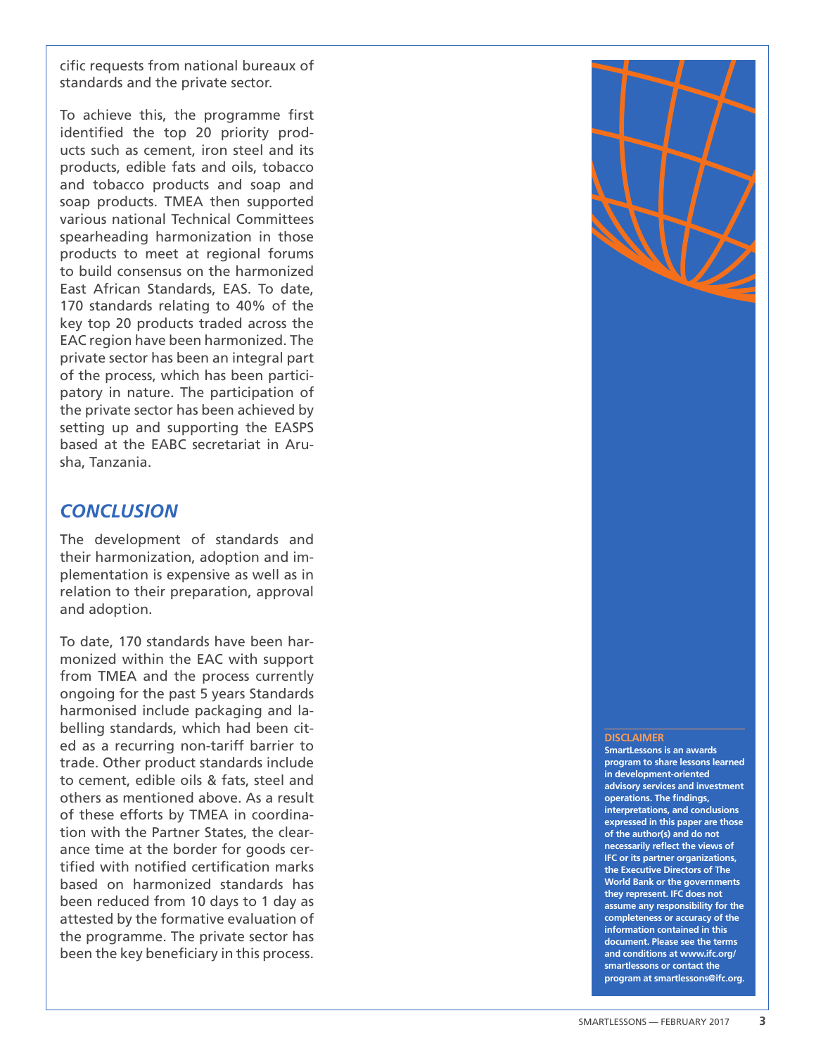cific requests from national bureaux of standards and the private sector.

To achieve this, the programme first identified the top 20 priority products such as cement, iron steel and its products, edible fats and oils, tobacco and tobacco products and soap and soap products. TMEA then supported various national Technical Committees spearheading harmonization in those products to meet at regional forums to build consensus on the harmonized East African Standards, EAS. To date, 170 standards relating to 40% of the key top 20 products traded across the EAC region have been harmonized. The private sector has been an integral part of the process, which has been participatory in nature. The participation of the private sector has been achieved by setting up and supporting the EASPS based at the EABC secretariat in Arusha, Tanzania.

## *CONCLUSION*

The development of standards and their harmonization, adoption and implementation is expensive as well as in relation to their preparation, approval and adoption.

To date, 170 standards have been harmonized within the EAC with support from TMEA and the process currently ongoing for the past 5 years Standards harmonised include packaging and labelling standards, which had been cited as a recurring non-tariff barrier to trade. Other product standards include to cement, edible oils & fats, steel and others as mentioned above. As a result of these efforts by TMEA in coordination with the Partner States, the clearance time at the border for goods certified with notified certification marks based on harmonized standards has been reduced from 10 days to 1 day as attested by the formative evaluation of the programme. The private sector has been the key beneficiary in this process.

**DISCLAIMER**

**SmartLessons is an awards program to share lessons learned in development-oriented advisory services and investment operations. The findings, interpretations, and conclusions expressed in this paper are those of the author(s) and do not necessarily reflect the views of IFC or its partner organizations, the Executive Directors of The World Bank or the governments they represent. IFC does not assume any responsibility for the completeness or accuracy of the information contained in this document. Please see the terms and conditions at www.ifc.org/smartlessons or contact the program at smartlessons@ifc.org.**